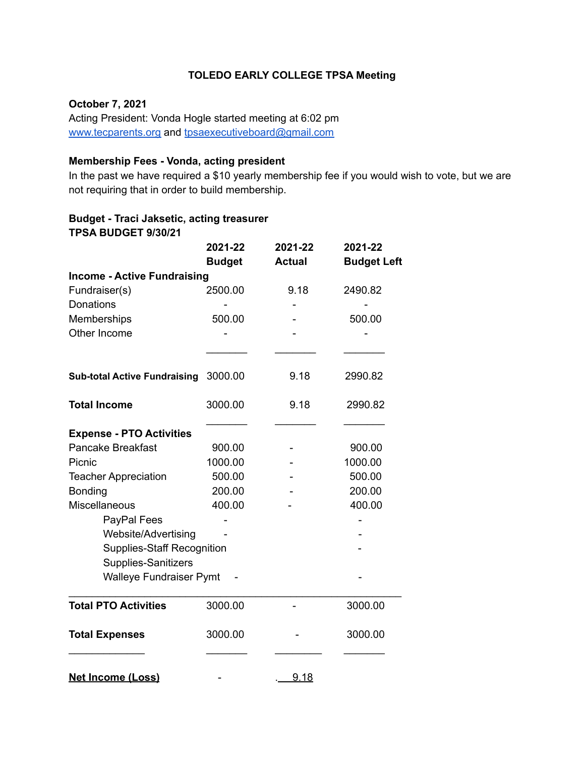**TOLEDO EARLY COLLEGE TPSA Meeting**

**October 7, 2021**
Acting President: Vonda Hogle started meeting at 6:02 pm
www.tecparents.org and tpsaexecutiveboard@gmail.com

**Membership Fees - Vonda, acting president**
In the past we have required a $10 yearly membership fee if you would wish to vote, but we are not requiring that in order to build membership.

**Budget - Traci Jaksetic, acting treasurer**
**TPSA BUDGET 9/30/21**

| | **2021-22 Budget** | **2021-22 Actual** | **2021-22 Budget Left** |
|---|---|---|---|
| **Income - Active Fundraising** | | | |
| Fundraiser(s) | 2500.00 | 9.18 | 2490.82 |
| Donations | - | - | - |
| Memberships | 500.00 | - | 500.00 |
| Other Income | - | - | - |
| **Sub-total Active Fundraising** | 3000.00 | 9.18 | 2990.82 |
| **Total Income** | 3000.00 | 9.18 | 2990.82 |
| **Expense - PTO Activities** | | | |
| Pancake Breakfast | 900.00 | - | 900.00 |
| Picnic | 1000.00 | - | 1000.00 |
| Teacher Appreciation | 500.00 | - | 500.00 |
| Bonding | 200.00 | - | 200.00 |
| Miscellaneous | 400.00 | - | 400.00 |
| PayPal Fees | - | | - |
| Website/Advertising | - | | - |
| Supplies-Staff Recognition | | | - |
| Supplies-Sanitizers | | | |
| Walleye Fundraiser Pymt | - | | - |
| **Total PTO Activities** | 3000.00 | - | 3000.00 |
| **Total Expenses** | 3000.00 | - | 3000.00 |
| **Net Income (Loss)** | - | 9.18 | |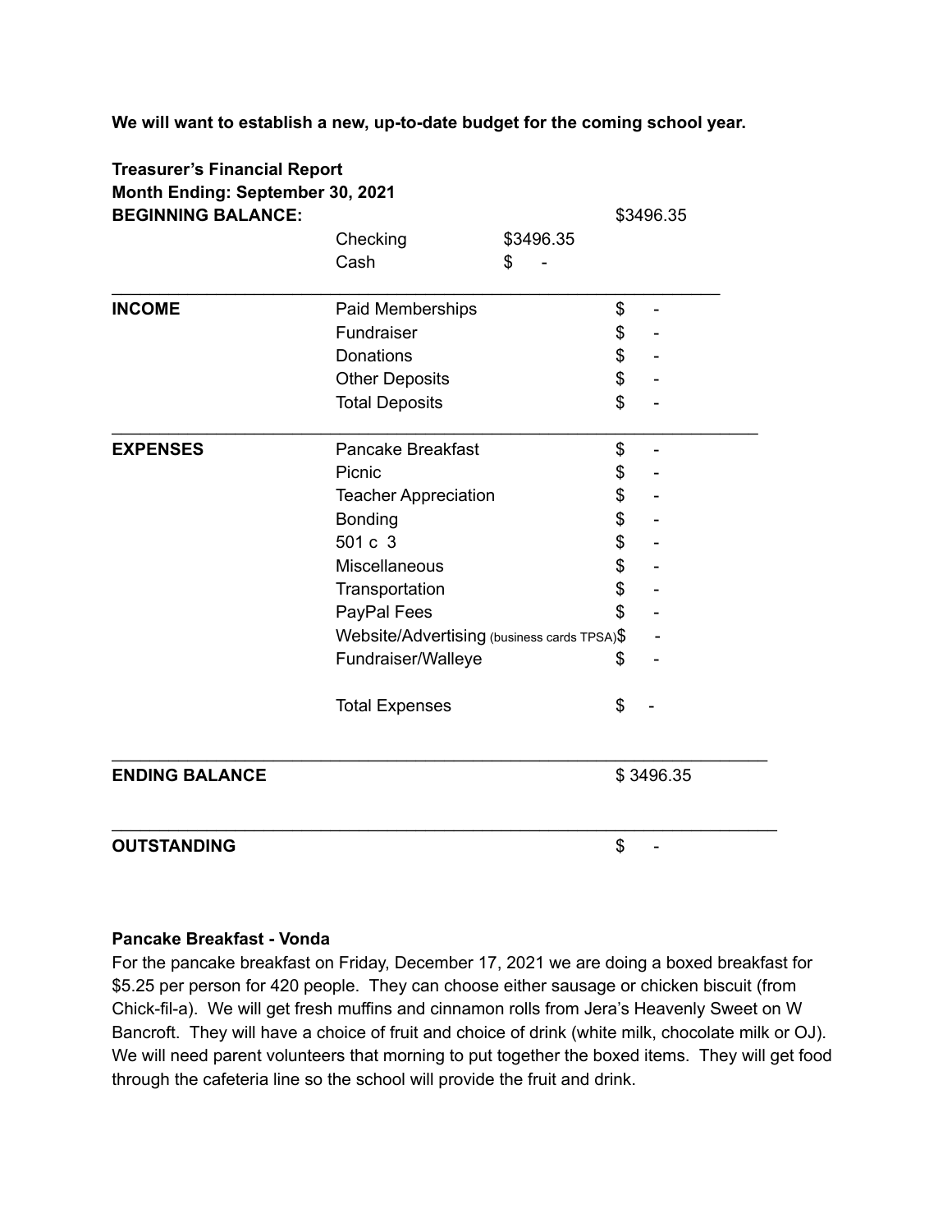**We will want to establish a new, up-to-date budget for the coming school year.**

**Treasurer's Financial Report**
**Month Ending: September 30, 2021**

| | | | |
|---|---|---|---|
| **BEGINNING BALANCE:** | | | $3496.35 |
| | Checking | $3496.35 | |
| | Cash | $ - | |
| **INCOME** | Paid Memberships | | $ - |
| | Fundraiser | | $ - |
| | Donations | | $ - |
| | Other Deposits | | $ - |
| | Total Deposits | | $ - |
| **EXPENSES** | Pancake Breakfast | | $ - |
| | Picnic | | $ - |
| | Teacher Appreciation | | $ - |
| | Bonding | | $ - |
| | 501 c 3 | | $ - |
| | Miscellaneous | | $ - |
| | Transportation | | $ - |
| | PayPal Fees | | $ - |
| | Website/Advertising (business cards TPSA) | | $ - |
| | Fundraiser/Walleye | | $ - |
| | Total Expenses | | $ - |
| **ENDING BALANCE** | | | $ 3496.35 |
| **OUTSTANDING** | | | $ - |

**Pancake Breakfast - Vonda**

For the pancake breakfast on Friday, December 17, 2021 we are doing a boxed breakfast for $5.25 per person for 420 people. They can choose either sausage or chicken biscuit (from Chick-fil-a). We will get fresh muffins and cinnamon rolls from Jera's Heavenly Sweet on W Bancroft. They will have a choice of fruit and choice of drink (white milk, chocolate milk or OJ). We will need parent volunteers that morning to put together the boxed items. They will get food through the cafeteria line so the school will provide the fruit and drink.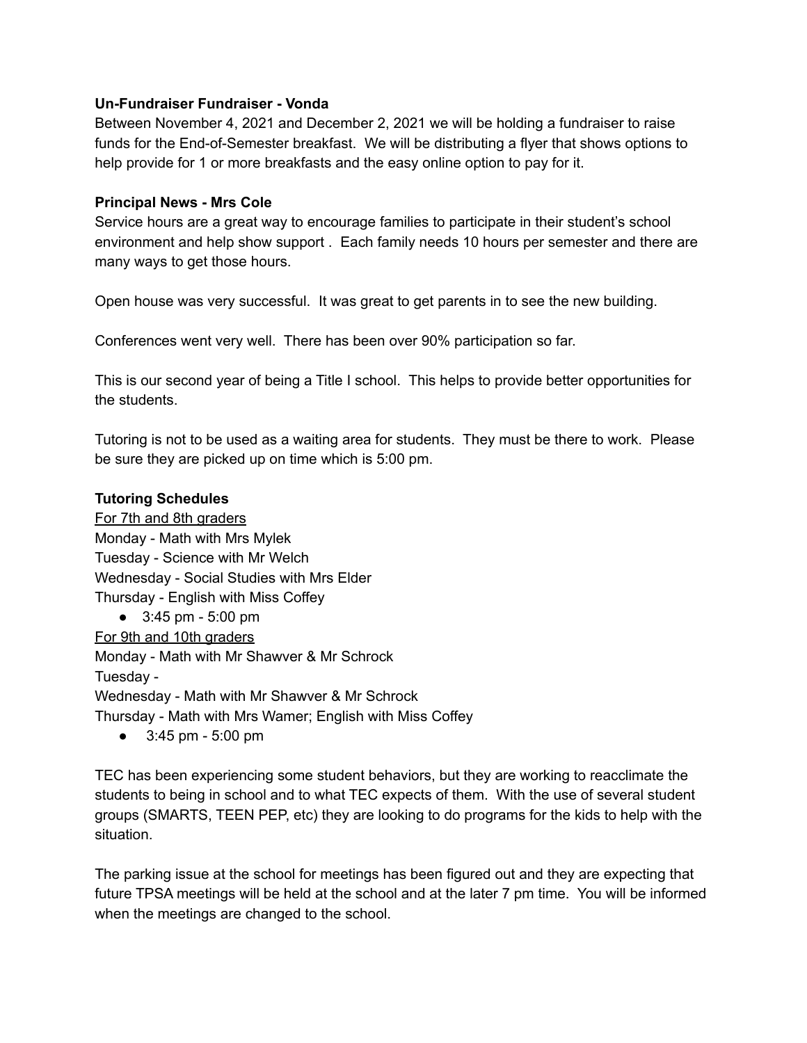**Un-Fundraiser Fundraiser - Vonda**

Between November 4, 2021 and December 2, 2021 we will be holding a fundraiser to raise funds for the End-of-Semester breakfast. We will be distributing a flyer that shows options to help provide for 1 or more breakfasts and the easy online option to pay for it.

**Principal News - Mrs Cole**

Service hours are a great way to encourage families to participate in their student's school environment and help show support . Each family needs 10 hours per semester and there are many ways to get those hours.

Open house was very successful. It was great to get parents in to see the new building.

Conferences went very well. There has been over 90% participation so far.

This is our second year of being a Title I school. This helps to provide better opportunities for the students.

Tutoring is not to be used as a waiting area for students. They must be there to work. Please be sure they are picked up on time which is 5:00 pm.

**Tutoring Schedules**

<u>For 7th and 8th graders</u>
Monday - Math with Mrs Mylek
Tuesday - Science with Mr Welch
Wednesday - Social Studies with Mrs Elder
Thursday - English with Miss Coffey

- 3:45 pm - 5:00 pm

<u>For 9th and 10th graders</u>
Monday - Math with Mr Shawver & Mr Schrock
Tuesday -
Wednesday - Math with Mr Shawver & Mr Schrock
Thursday - Math with Mrs Wamer; English with Miss Coffey

- 3:45 pm - 5:00 pm

TEC has been experiencing some student behaviors, but they are working to reacclimate the students to being in school and to what TEC expects of them. With the use of several student groups (SMARTS, TEEN PEP, etc) they are looking to do programs for the kids to help with the situation.

The parking issue at the school for meetings has been figured out and they are expecting that future TPSA meetings will be held at the school and at the later 7 pm time. You will be informed when the meetings are changed to the school.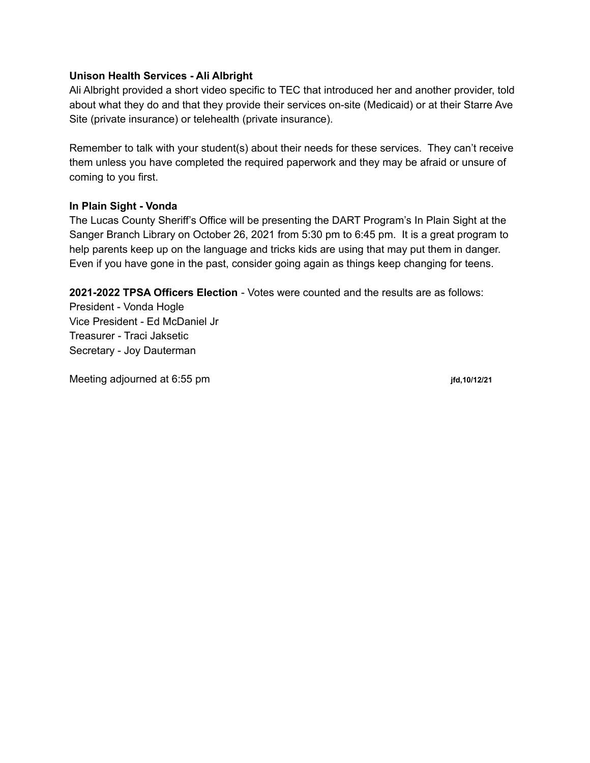**Unison Health Services - Ali Albright**

Ali Albright provided a short video specific to TEC that introduced her and another provider, told about what they do and that they provide their services on-site (Medicaid) or at their Starre Ave Site (private insurance) or telehealth (private insurance).

Remember to talk with your student(s) about their needs for these services. They can't receive them unless you have completed the required paperwork and they may be afraid or unsure of coming to you first.

**In Plain Sight - Vonda**

The Lucas County Sheriff's Office will be presenting the DART Program's In Plain Sight at the Sanger Branch Library on October 26, 2021 from 5:30 pm to 6:45 pm. It is a great program to help parents keep up on the language and tricks kids are using that may put them in danger. Even if you have gone in the past, consider going again as things keep changing for teens.

**2021-2022 TPSA Officers Election** - Votes were counted and the results are as follows:

President - Vonda Hogle
Vice President - Ed McDaniel Jr
Treasurer - Traci Jaksetic
Secretary - Joy Dauterman

Meeting adjourned at 6:55 pm **jfd,10/12/21**